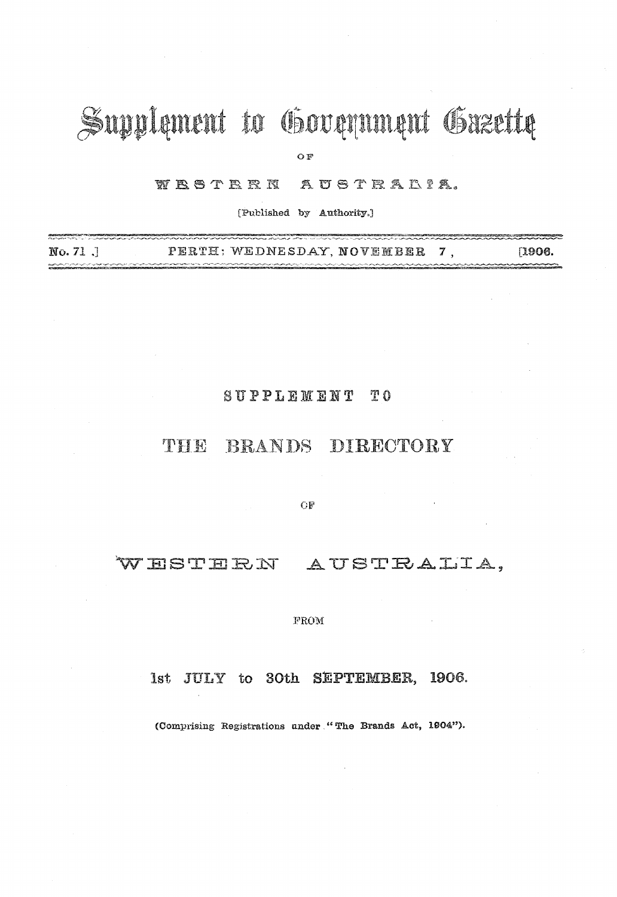# Supplement to Government Gazette

OF

WESTERN AUSTRALIA.

[Published by Authority.]

No. 71 .] PERTH: WEDNESDAY, NOVEMBER 7, [1906.

## SUPPLEMENT TO

## THE BRANDS DIRECTORY

OF

## WESTERN AUSTRALIA,

FROM

## 1st JULY to 30th SEPTEMBER, 1906.

(Comprising Registrations under "The Brands Act, 1904").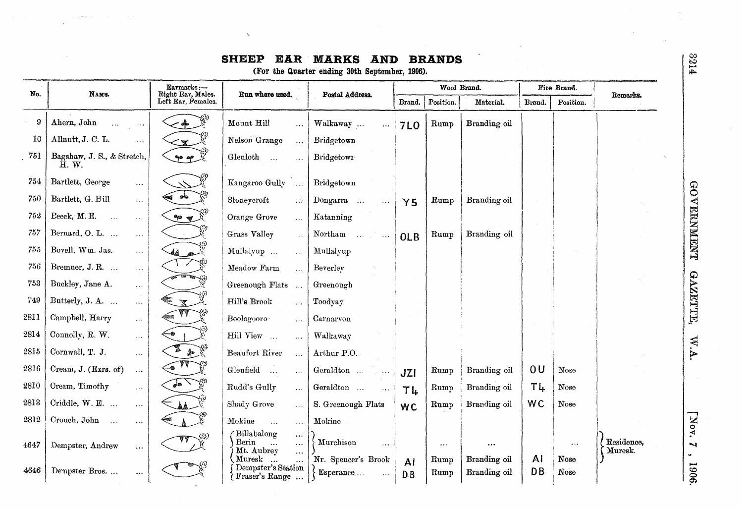## SHEEP EAR MARKS AND BRANDS

(For the Quarter ending 30th September, 1906).

| No. | Name. | Earmarks:— Right Ear, Males. Left Ear, Females. | Run where used. | Postal Address. | Wool Brand. | | | Fire Brand. | | Remarks. |
|---|---|---|---|---|---|---|---|---|---|---|
| | | | | | Brand. | Position. | Material. | Brand. | Position. | |
| 9 | Ahern, John ... ... | | Mount Hill ... | Walkaway ... ... | 7LO | Rump | Branding oil | | | |
| 10 | Allnutt, J. C. L. ... | | Nelson Grange ... | Bridgetown | | | | | | |
| 751 | Bagshaw, J. S., & Stretch, H. W. | | Glenloth ... ... | Bridgetown | | | | | | |
| 754 | Bartlett, George ... | | Kangaroo Gully ... | Bridgetown | | | | | | |
| 750 | Bartlett, G. Hill ... | | Stoneycroft ... | Dongarra ... ... | Y5 | Rump | Branding oil | | | |
| 752 | Beeck, M. E. ... ... | | Orange Grove ... | Katanning | | | | | | |
| 757 | Bernard, O. L. ... ... | | Grass Valley ... | Northam ... ... | OLB | Rump | Branding oil | | | |
| 755 | Bovell, Wm. Jas. ... | | Mullalyup ... ... | Mullalyup | | | | | | |
| 756 | Bremner, J. R. ... ... | | Meadow Farm ... | Beverley | | | | | | |
| 753 | Buckley, Jane A. ... | | Greenough Flats ... | Greenough | | | | | | |
| 749 | Butterly, J. A. ... ... | | Hill's Brook ... | Toodyay | | | | | | |
| 2811 | Campbell, Harry ... | | Boologooro ... | Carnarvon | | | | | | |
| 2814 | Connolly, R. W. ... | | Hill View ... ... | Walkaway | | | | | | |
| 2815 | Cornwall, T. J. ... | | Beaufort River ... | Arthur P.O. | | | | | | |
| 2816 | Cream, J. (Exrs. of) ... | | Glenfield ... ... | Geraldton ... ... | JZI | Rump | Branding oil | OU | Nose | |
| 2810 | Cream, Timothy ... | | Rudd's Gully ... | Geraldton ... ... | T4 | Rump | Branding oil | T4 | Nose | |
| 2813 | Criddle, W. E. ... ... | | Shady Grove ... | S. Greenough Flats | WC | Rump | Branding oil | WC | Nose | |
| 2812 | Crouch, John ... ... | | Mokine ... ... | Mokine | | | | | | |
| 4647 | Dempster, Andrew ... | | Billabalong ... Berin ... ... Mt. Aubrey ... Muresk ... ... | Murchison ... Nr. Spencer's Brook | AI | ... Rump | ... Branding oil | ... AI | Nose | Residence, Muresk. |
| 4646 | Dempster Bros. ... ... | | Dempster's Station Fraser's Range ... | Esperance ... ... | DB | Rump | Branding oil | DB | Nose | |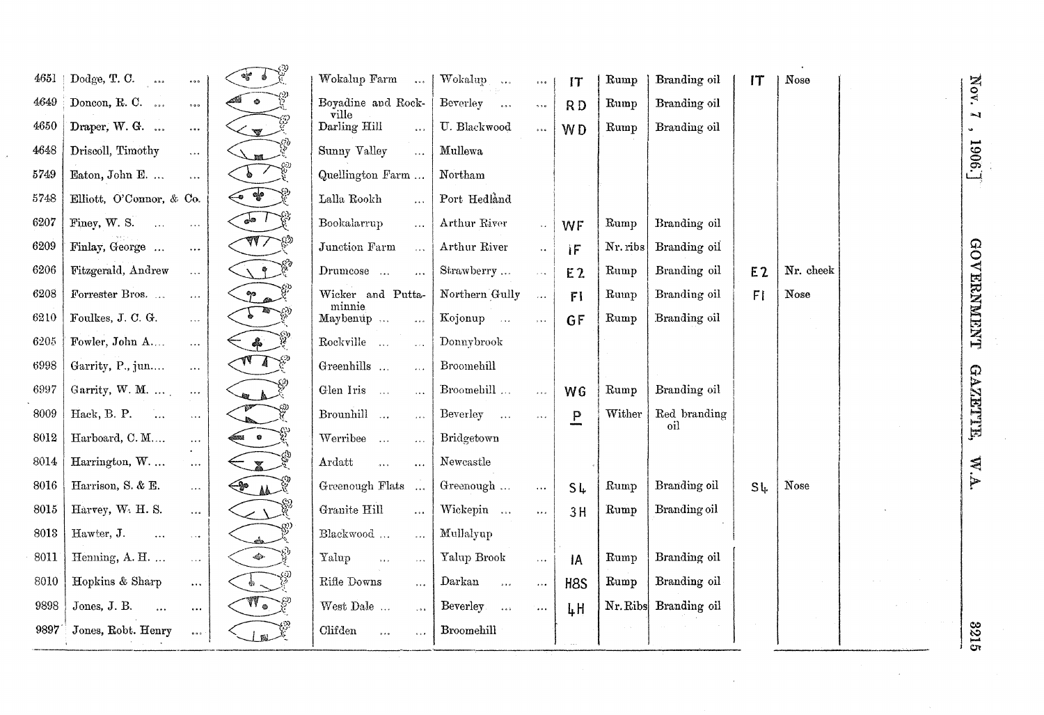| | | | | | | | | | |
|---|---|---|---|---|---|---|---|---|---|
| 4651 | Dodge, T. C. ... ... | | Wokalup Farm ... | Wokalup ... ... | IT | Rump | Branding oil | IT | Nose |
| 4649 | Doncon, R. C. ... ... | | Boyadine and Rockville | Beverley ... ... | RD | Rump | Branding oil | | |
| 4650 | Draper, W. G. ... ... | | Darling Hill ... | U. Blackwood ... | WD | Rump | Branding oil | | |
| 4648 | Driscoll, Timothy ... | | Sunny Valley ... | Mullewa | | | | | |
| 5749 | Eaton, John E. ... ... | | Quellington Farm ... | Northam | | | | | |
| 5748 | Elliott, O'Connor, & Co. | | Lalla Rookh ... | Port Hedland | | | | | |
| 6207 | Finey, W. S. ... ... | | Bookalarrup ... | Arthur River .. | WF | Rump | Branding oil | | |
| 6209 | Finlay, George ... ... | | Junction Farm ... | Arthur River .. | IF | Nr. ribs | Branding oil | | |
| 6206 | Fitzgerald, Andrew ... | | Drumcose ... ... | Strawberry ... ... | E2 | Rump | Branding oil | E2 | Nr. cheek |
| 6208 | Forrester Bros. ... ... | | Wicker and Puttaminnie | Northern Gully ... | FI | Rump | Branding oil | FI | Nose |
| 6210 | Foulkes, J. C. G. ... | | Maybenup ... ... | Kojonup ... ... | GF | Rump | Branding oil | | |
| 6205 | Fowler, John A.... ... | | Rockville ... ... | Donnybrook | | | | | |
| 6998 | Garrity, P., jun.... ... | | Greenhills ... ... | Broomehill | | | | | |
| 6997 | Garrity, W. M. ... ... | | Glen Iris ... ... | Broomehill ... ... | WG | Rump | Branding oil | | |
| 8009 | Hack, B. P. ... ... | | Brounhill ... ... | Beverley ... ... | P | Wither | Red branding oil | | |
| 8012 | Harboard, C. M.... ... | | Werribee ... ... | Bridgetown | | | | | |
| 8014 | Harrington, W. ... ... | | Ardatt ... ... | Newcastle | | | | | |
| 8016 | Harrison, S. & E. ... | | Greenough Flats ... | Greenough ... ... | S4 | Rump | Branding oil | S4 | Nose |
| 8015 | Harvey, W. H. S. ... | | Granite Hill ... | Wickepin ... ... | 3H | Rump | Branding oil | | |
| 8013 | Hawter, J. ... ... | | Blackwood ... ... | Mullalyup | | | | | |
| 8011 | Henning, A. H. ... ... | | Yalup ... ... | Yalup Brook ... | IA | Rump | Branding oil | | |
| 8010 | Hopkins & Sharp ... | | Rifle Downs ... | Darkan ... ... | H8S | Rump | Branding oil | | |
| 9898 | Jones, J. B. ... ... | | West Dale ... ... | Beverley ... ... | 4H | Nr. Ribs | Branding oil | | |
| 9897 | Jones, Robt. Henry ... | | Clifden ... ... | Broomehill | | | | | |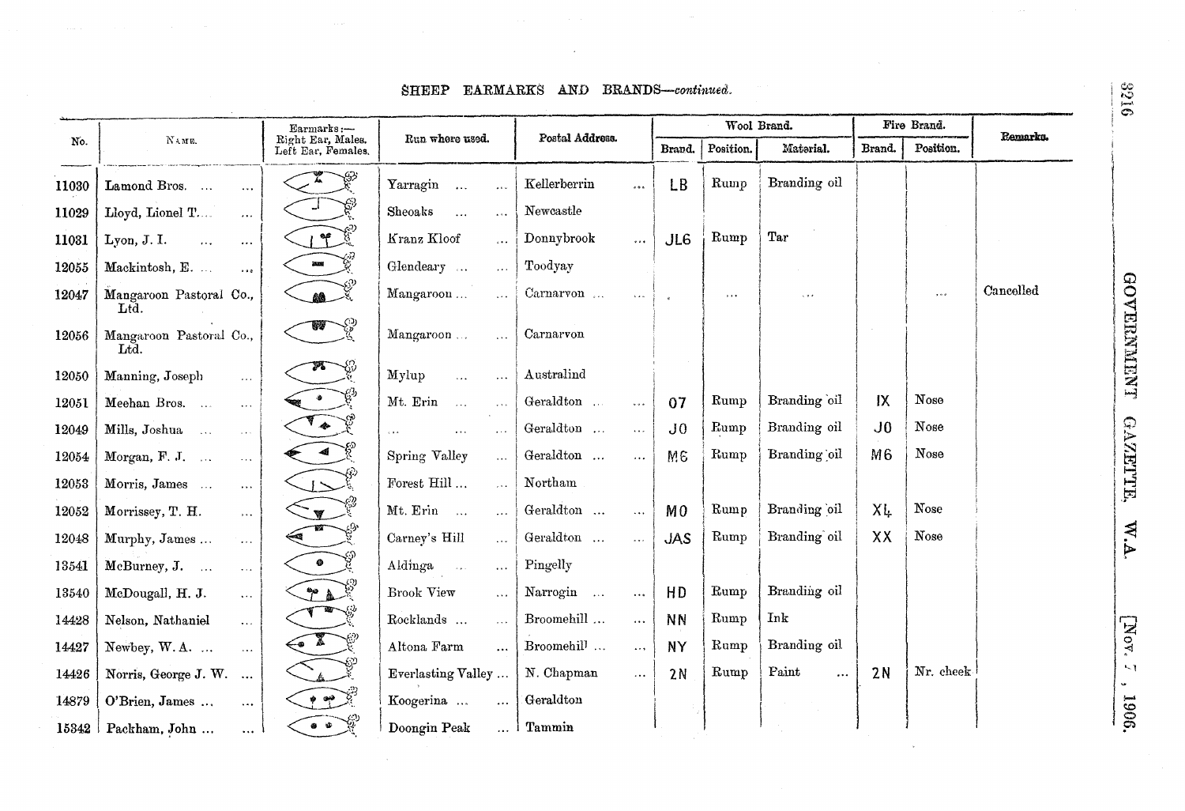## SHEEP EARMARKS AND BRANDS—*continued*.

| No. | Name. | Earmarks:— Right Ear, Males. Left Ear, Females. | Run where used. | Postal Address. | Wool Brand. | | | Fire Brand. | | Remarks. |
|---|---|---|---|---|---|---|---|---|---|---|
| | | | | | Brand. | Position. | Material. | Brand. | Position. | |
| 11030 | Lamond Bros. ... ... | | Yarragin ... ... | Kellerberrin ... | LB | Rump | Branding oil | | | |
| 11029 | Lloyd, Lionel T.... ... | | Sheoaks ... ... | Newcastle | | | | | | |
| 11031 | Lyon, J. I. ... ... | | Kranz Kloof ... | Donnybrook ... | JL6 | Rump | Tar | | | |
| 12055 | Mackintosh, E. ... ... | | Glendeary ... ... | Toodyay | | | | | | |
| 12047 | Mangaroon Pastoral Co., Ltd. | | Mangaroon ... ... | Carnarvon ... ... | ... | ... | ... | | ... | Cancelled |
| 12056 | Mangaroon Pastoral Co., Ltd. | | Mangaroon ... ... | Carnarvon | | | | | | |
| 12050 | Manning, Joseph ... | | Mylup ... ... | Australind | | | | | | |
| 12051 | Meehan Bros. ... ... | | Mt. Erin ... ... | Geraldton ... ... | 07 | Rump | Branding oil | IX | Nose | |
| 12049 | Mills, Joshua ... ... | | ... ... ... | Geraldton ... ... | J0 | Rump | Branding oil | J0 | Nose | |
| 12054 | Morgan, F. J. ... ... | | Spring Valley ... | Geraldton ... ... | M6 | Rump | Branding oil | M6 | Nose | |
| 12053 | Morris, James ... ... | | Forest Hill ... ... | Northam | | | | | | |
| 12052 | Morrissey, T. H. ... | | Mt. Erin ... ... | Geraldton ... ... | M0 | Rump | Branding oil | X4 | Nose | |
| 12048 | Murphy, James ... ... | | Carney's Hill ... | Geraldton ... ... | JAS | Rump | Branding oil | XX | Nose | |
| 13541 | McBurney, J. ... ... | | Aldinga ... ... | Pingelly | | | | | | |
| 13540 | McDougall, H. J. ... | | Brook View ... | Narrogin ... ... | HD | Rump | Branding oil | | | |
| 14428 | Nelson, Nathaniel ... | | Rocklands ... ... | Broomehill ... ... | NN | Rump | Ink | | | |
| 14427 | Newbey, W. A. ... ... | | Altona Farm ... | Broomehill ... ... | NY | Rump | Branding oil | | | |
| 14426 | Norris, George J. W. ... | | Everlasting Valley ... | N. Chapman ... | 2N | Rump | Paint ... | 2N | Nr. cheek | |
| 14879 | O'Brien, James ... ... | | Koogerina ... ... | Geraldton | | | | | | |
| 15342 | Packham, John ... ... | | Doongin Peak ... | Tammin | | | | | | |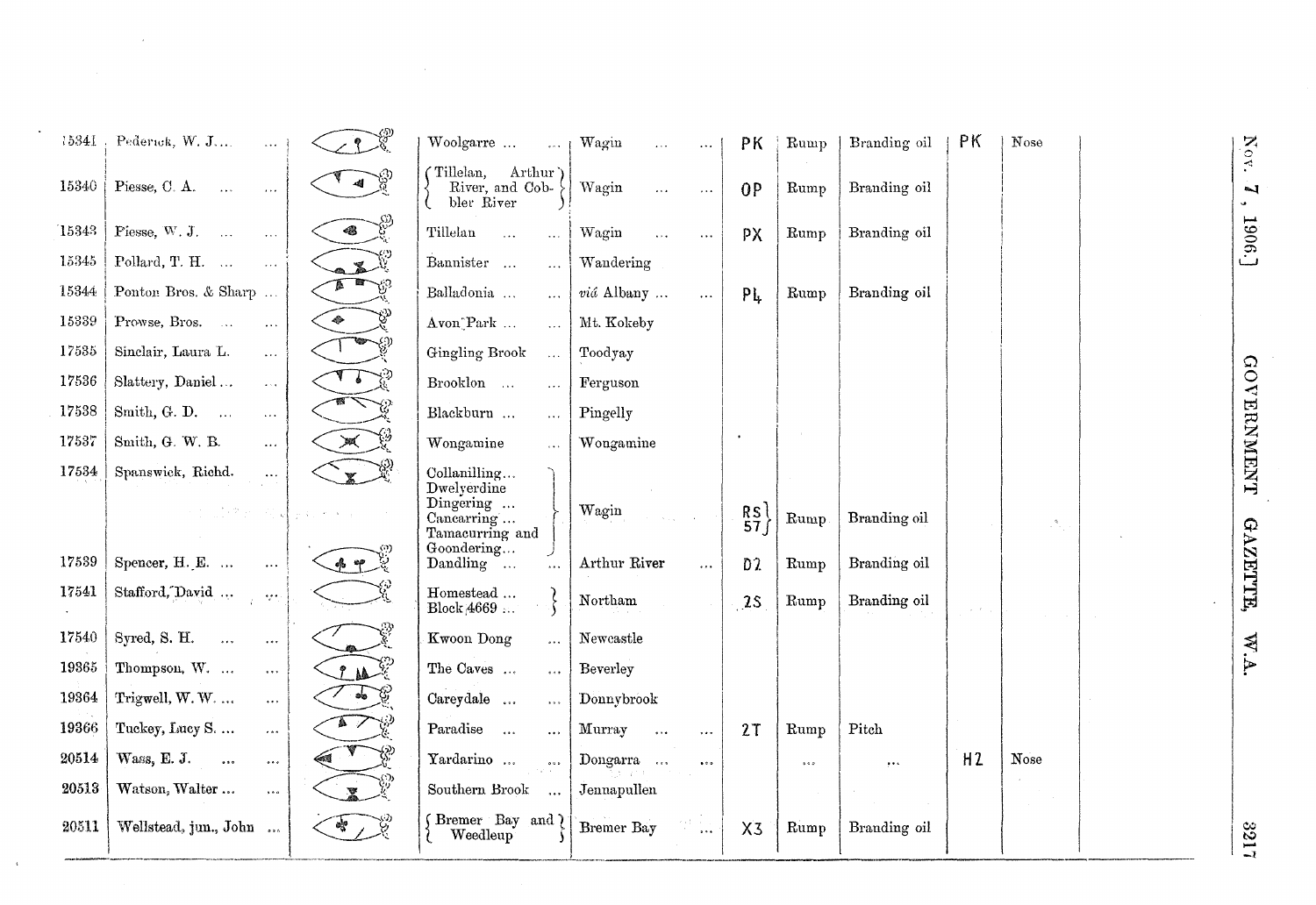| | | | | | | | | | | |
|---|---|---|---|---|---|---|---|---|---|---|
| 15341 | Pederick, W. J. ... | | Woolgarre ... ... | Wagin ... ... | PK | Rump | Branding oil | PK | Nose | |
| 15340 | Piesse, C. A. ... ... | | Tillelan, Arthur River, and Cobbler River | Wagin ... ... | OP | Rump | Branding oil | | | |
| 15343 | Piesse, W. J. ... ... | | Tillelan ... ... | Wagin ... ... | PX | Rump | Branding oil | | | |
| 15345 | Pollard, T. H. ... ... | | Bannister ... ... | Wandering | | | | | | |
| 15344 | Ponton Bros. & Sharp ... | | Balladonia ... ... | *viâ* Albany ... ... | P4 | Rump | Branding oil | | | |
| 15339 | Prowse, Bros. ... ... | | Avon Park ... ... | Mt. Kokeby | | | | | | |
| 17535 | Sinclair, Laura L. ... | | Gingling Brook ... | Toodyay | | | | | | |
| 17536 | Slattery, Daniel ... ... | | Brooklon ... ... | Ferguson | | | | | | |
| 17538 | Smith, G. D. ... ... | | Blackburn ... ... | Pingelly | | | | | | |
| 17537 | Smith, G. W. B. ... | | Wongamine ... | Wongamine | | | | | | |
| 17534 | Spanswick, Richd. ... | | Collanilling... Dwelyerdine Dingering ... Cancarring ... Tamacurring and Goondering... | Wagin | RS 57 | Rump | Branding oil | | | |
| 17539 | Spencer, H. E. ... ... | | Dandling ... ... | Arthur River ... | D7 | Rump | Branding oil | | | |
| 17541 | Stafford, David ... ... | | Homestead ... Block 4669 ... | Northam | 2S | Rump | Branding oil | | | |
| 17540 | Syred, S. H. ... ... | | Kwoon Dong ... | Newcastle | | | | | | |
| 19365 | Thompson, W. ... ... | | The Caves ... ... | Beverley | | | | | | |
| 19364 | Trigwell, W. W. ... ... | | Careydale ... ... | Donnybrook | | | | | | |
| 19366 | Tuckey, Lucy S. ... ... | | Paradise ... ... | Murray ... ... | 2T | Rump | Pitch | | | |
| 20514 | Wass, E. J. ... ... | | Yardarino ... ... | Dongarra ... ... | | ... | ... | H2 | Nose | |
| 20513 | Watson, Walter ... ... | | Southern Brook ... | Jennapullen | | | | | | |
| 20511 | Wellstead, jun., John ... | | Bremer Bay and Weedleup | Bremer Bay ... | X3 | Rump | Branding oil | | | |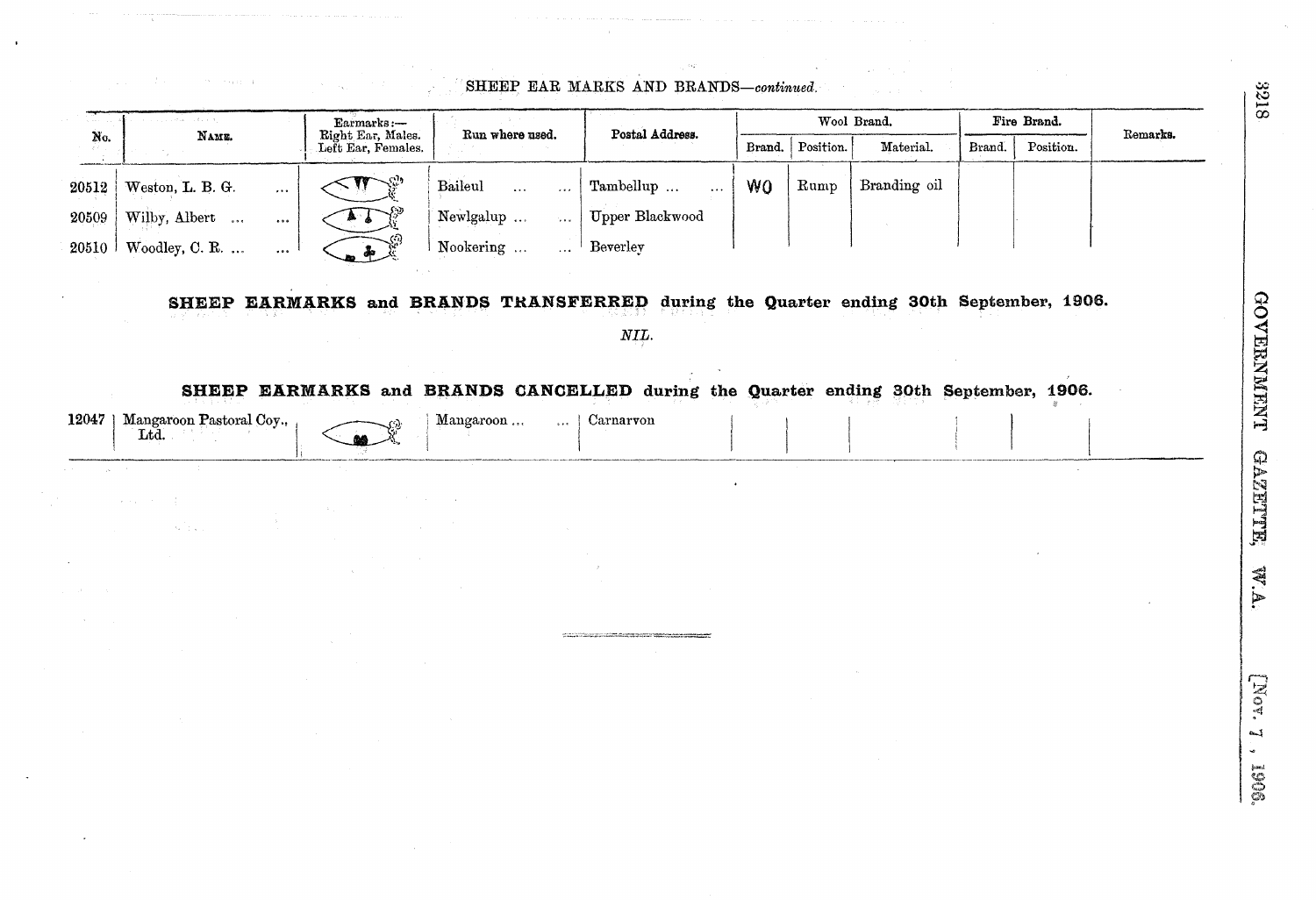SHEEP EAR MARKS AND BRANDS—*continued.*

| No. | Name. | Earmarks:— Right Ear, Males. Left Ear, Females. | Run where used. | Postal Address. | Wool Brand. | | | Fire Brand. | | Remarks. |
|---|---|---|---|---|---|---|---|---|---|---|
| | | | | | Brand. | Position. | Material. | Brand. | Position. | |
| 20512 | Weston, L. B. G. ... | | Baileul ... ... | Tambellup ... ... | WO | Rump | Branding oil | | | |
| 20509 | Wilby, Albert ... ... | | Newlgalup ... ... | Upper Blackwood | | | | | | |
| 20510 | Woodley, C. R. ... ... | | Nookering ... ... | Beverley | | | | | | |

**SHEEP EARMARKS and BRANDS TRANSFERRED during the Quarter ending 30th September, 1906.**

*NIL.*

**SHEEP EARMARKS and BRANDS CANCELLED during the Quarter ending 30th September, 1906.**

| No. | Name. | Earmarks | Run where used. | Postal Address. | Brand. | Position. | Material. | Brand. | Position. | Remarks. |
|---|---|---|---|---|---|---|---|---|---|---|
| 12047 | Mangaroon Pastoral Coy., Ltd. | | Mangaroon ... ... | Carnarvon | | | | | | |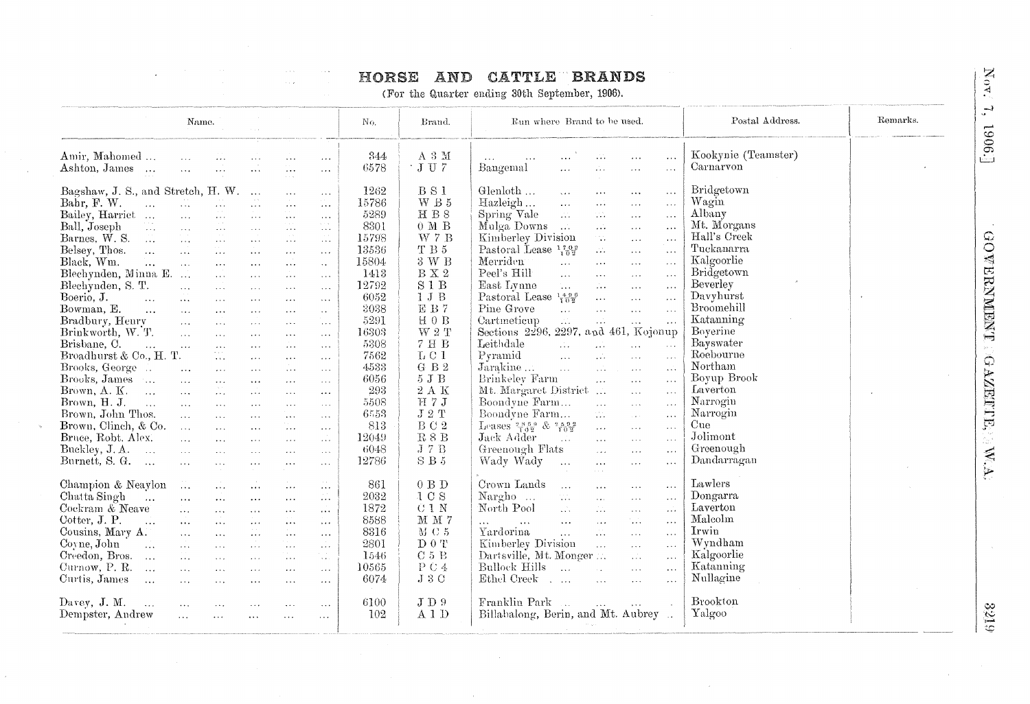# HORSE AND CATTLE BRANDS

(For the Quarter ending 30th September, 1906).

| Name. | No. | Brand. | Run where Brand to be used. | Postal Address. | Remarks. |
|---|---|---|---|---|---|
| Amir, Mahomed ... | 344 | A 3 M | ... | Kookynie (Teamster) | |
| Ashton, James ... | 6578 | J U 7 | Bangemal | Carnarvon | |
| Bagshaw, J. S., and Stretch, H. W. ... | 1262 | B S 1 | Glenloth ... | Bridgetown | |
| Bahr, F. W. | 15786 | W B 5 | Hazleigh ... | Wagin | |
| Bailey, Harriet ... | 5289 | H B 8 | Spring Vale | Albany | |
| Ball, Joseph | 8301 | 0 M B | Mulga Downs ... | Mt. Morgans | |
| Barnes, W. S. ... | 15798 | W 7 B | Kimberley Division | Hall's Creek | |
| Belsey, Thos. ... | 13536 | T B 5 | Pastoral Lease $\frac{1702}{102}$ | Tuckanarra | |
| Black, Wm. ... | 15804 | 3 W B | Merriden | Kalgoorlie | |
| Blechynden, Minna E. ... | 1413 | B X 2 | Peel's Hill | Bridgetown | |
| Blechynden, S. T. | 12792 | S 1 B | East Lynne | Beverley | |
| Boerio, J. ... | 6052 | 1 J B | Pastoral Lease $\frac{1496}{102}$ | Davyhurst | |
| Bowman, E. ... | 3038 | E B 7 | Pine Grove | Broomehill | |
| Bradbury, Henry | 5291 | H 0 B | Cartmeticup | Katanning | |
| Brinkworth, W. T. | 16303 | W 2 T | Sections 2296, 2297, and 461, Kojonup | Boyerine | |
| Brisbane, C. ... | 5308 | 7 H B | Leithdale | Bayswater | |
| Broadhurst & Co., H. T. | 7562 | L C 1 | Pyramid | Roebourne | |
| Brooks, George .. | 4533 | G B 2 | Jarakine ... | Northam | |
| Brooks, James ... | 6056 | 5 J B | Brinkeley Farm | Boyup Brook | |
| Brown, A. K. ... | 293 | 2 A K | Mt. Margaret District ... | Laverton | |
| Brown, H. J. ... | 5508 | H 7 J | Boondyne Farm ... | Narrogin | |
| Brown, John Thos. | 6553 | J 2 T | Boondyne Farm ... | Narrogin | |
| Brown, Clinch, & Co. | 813 | B C 2 | Leases $\frac{2859}{102}$ & $\frac{2592}{102}$ | Cue | |
| Bruce, Robt. Alex. | 12049 | R 8 B | Jack Adder | Jolimont | |
| Buckley, J. A. ... | 6048 | J 7 B | Greenough Flats | Greenough | |
| Burnett, S. G. ... | 12786 | S B 5 | Wady Wady ... | Dandarragan | |
| Champion & Neaylon | 861 | 0 B D | Crown Lands | Lawlers | |
| Chatta Singh ... | 2032 | 1 C S | Nargho ... | Dongarra | |
| Cockram & Neave | 1872 | C 1 N | North Pool | Laverton | |
| Cotter, J. P. ... | 8588 | M M 7 | ... | Malcolm | |
| Cousins, Mary A. | 8316 | M C 5 | Yardorina | Irwin | |
| Coyne, John | 2801 | D 0 T | Kimberley Division | Wyndham | |
| Creedon, Bros. ... | 1546 | C 5 B | Dartsville, Mt. Monger ... | Kalgoorlie | |
| Curnow, P. R. ... | 10565 | P C 4 | Bullock Hills ... | Katanning | |
| Curtis, James ... | 6074 | J 3 C | Ethel Creek ... | Nullagine | |
| Davey, J. M. ... | 6100 | J D 9 | Franklin Park | Brookton | |
| Dempster, Andrew | 102 | A 1 D | Billabalong, Berin, and Mt. Aubrey .. | Yalgoo | |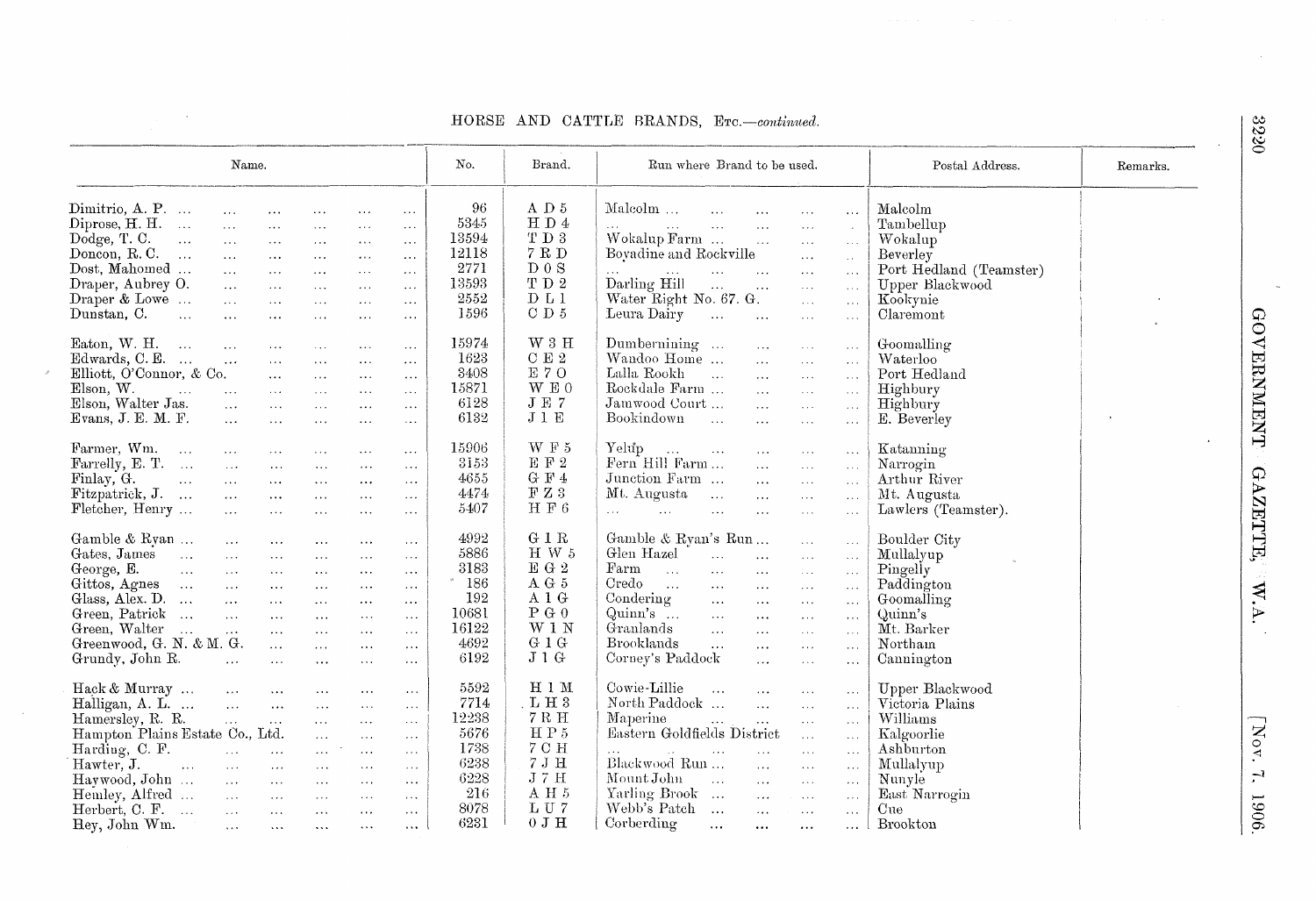## HORSE AND CATTLE BRANDS, ETC.—*continued.*

| Name. | No. | Brand. | Run where Brand to be used. | Postal Address. | Remarks. |
|---|---|---|---|---|---|
| Dimitrio, A. P. | 96 | A D 5 | Malcolm | Malcolm | |
| Diprose, H. H. | 5345 | H D 4 | ... | Tambellup | |
| Dodge, T. C. | 13594 | T D 3 | Wokalup Farm | Wokalup | |
| Doncon, R. C. | 12118 | 7 R D | Boyadine and Rockville | Beverley | |
| Dost, Mahomed | 2771 | D 0 S | ... | Port Hedland (Teamster) | |
| Draper, Aubrey O. | 13593 | T D 2 | Darling Hill | Upper Blackwood | |
| Draper & Lowe | 2552 | D L 1 | Water Right No. 67. G. | Kookynie | |
| Dunstan, C. | 1596 | C D 5 | Leura Dairy | Claremont | |
| Eaton, W. H. | 15974 | W 3 H | Dumbernining | Goomalling | |
| Edwards, C. E. | 1623 | C E 2 | Wandoo Home | Waterloo | |
| Elliott, O'Connor, & Co. | 3408 | E 7 O | Lalla Rookh | Port Hedland | |
| Elson, W. | 15871 | W E 0 | Rockdale Farm | Highbury | |
| Elson, Walter Jas. | 6128 | J E 7 | Jamwood Court | Highbury | |
| Evans, J. E. M. F. | 6132 | J 1 E | Bookindown | E. Beverley | |
| Farmer, Wm. | 15906 | W F 5 | Yelup | Katanning | |
| Farrelly, E. T. | 3153 | E F 2 | Fern Hill Farm | Narrogin | |
| Finlay, G. | 4655 | G F 4 | Junction Farm | Arthur River | |
| Fitzpatrick, J. | 4474 | F Z 3 | Mt. Augusta | Mt. Augusta | |
| Fletcher, Henry | 5407 | H F 6 | ... | Lawlers (Teamster). | |
| Gamble & Ryan | 4992 | G 1 R | Gamble & Ryan's Run | Boulder City | |
| Gates, James | 5886 | H W 5 | Glen Hazel | Mullalyup | |
| George, E. | 3183 | E G 2 | Farm | Pingelly | |
| Gittos, Agnes | 186 | A G 5 | Credo | Paddington | |
| Glass, Alex. D. | 192 | A 1 G | Condering | Goomalling | |
| Green, Patrick | 10681 | P G 0 | Quinn's | Quinn's | |
| Green, Walter | 16122 | W 1 N | Granlands | Mt. Barker | |
| Greenwood, G. N. & M. G. | 4692 | G 1 G | Brooklands | Northam | |
| Grundy, John R. | 6192 | J 1 G | Corney's Paddock | Cannington | |
| Hack & Murray | 5592 | H 1 M | Cowie-Lillie | Upper Blackwood | |
| Halligan, A. L. | 7714 | L H 3 | North Paddock | Victoria Plains | |
| Hamersley, R. R. | 12238 | 7 R H | Maperine | Williams | |
| Hampton Plains Estate Co., Ltd. | 5676 | H P 5 | Eastern Goldfields District | Kalgoorlie | |
| Harding, C. F. | 1738 | 7 C H | ... | Ashburton | |
| Hawter, J. | 6238 | 7 J H | Blackwood Run | Mullalyup | |
| Haywood, John | 6228 | J 7 H | Mount John | Nunyle | |
| Hemley, Alfred | 216 | A H 5 | Yarling Brook | East Narrogin | |
| Herbert, C. F. | 8078 | L U 7 | Webb's Patch | Cue | |
| Hey, John Wm. | 6231 | 0 J H | Corberding | Brookton | |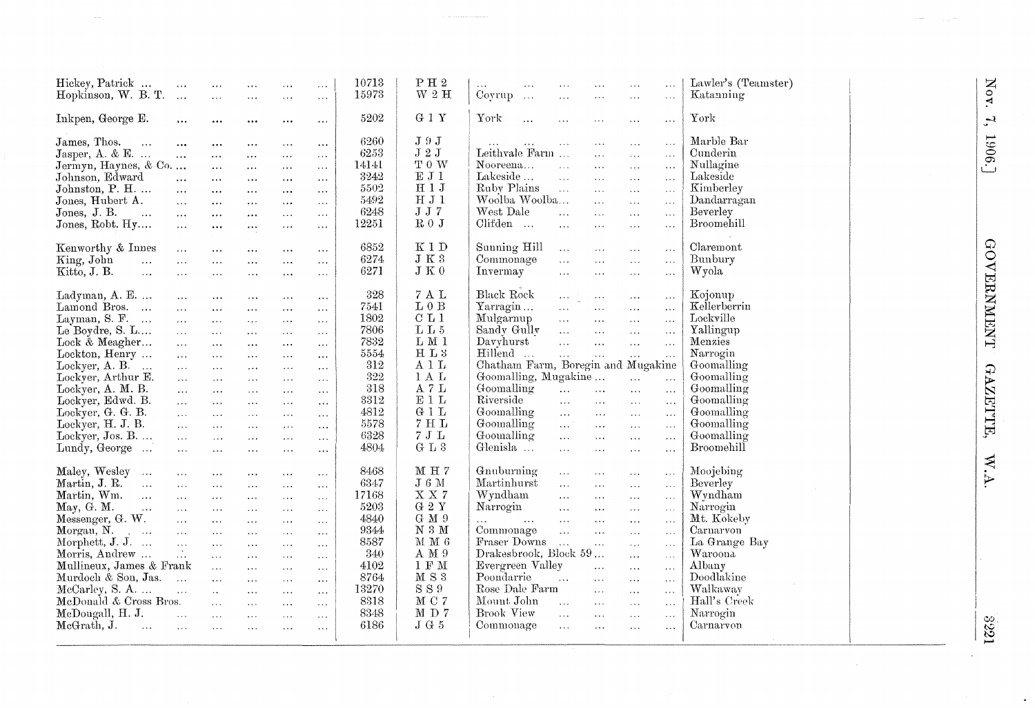| | | | | | |
|---|---|---|---|---|---|
| Hickey, Patrick | 10713 | P H 2 | ... | Lawler's (Teamster) | |
| Hopkinson, W. B. T. | 15973 | W 2 H | Coyrup | Katanning | |
| | | | | | |
| Inkpen, George E. | 5202 | G 1 Y | York | York | |
| | | | | | |
| James, Thos. | 6260 | J 9 J | ... | Marble Bar | |
| Jasper, A. & E. | 6253 | J 2 J | Leithvale Farm | Cunderin | |
| Jermyn, Haynes, & Co. | 14141 | T 0 W | Nooreena | Nullagine | |
| Johnson, Edward | 3242 | E J 1 | Lakeside | Lakeside | |
| Johnston, P. H. | 5502 | H 1 J | Ruby Plains | Kimberley | |
| Jones, Hubert A. | 5492 | H J 1 | Woolba Woolba | Dandarragan | |
| Jones, J. B. | 6248 | J J 7 | West Dale | Beverley | |
| Jones, Robt. Hy. | 12251 | R 0 J | Clifden | Broomehill | |
| | | | | | |
| Kenworthy & Innes | 6852 | K 1 D | Sunning Hill | Claremont | |
| King, John | 6274 | J K 3 | Commonage | Bunbury | |
| Kitto, J. B. | 6271 | J K 0 | Invermay | Wyola | |
| | | | | | |
| Ladyman, A. E. | 328 | 7 A L | Black Rock | Kojonup | |
| Lamond Bros. | 7541 | L 0 B | Yarragin | Kellerberrin | |
| Layman, S. F. | 1802 | C L 1 | Mulgarnup | Lockville | |
| Le Boydre, S. L. | 7806 | L L 5 | Sandy Gully | Yallingup | |
| Lock & Meagher | 7832 | L M 1 | Davyhurst | Menzies | |
| Lockton, Henry | 5554 | H L 3 | Hillend | Narrogin | |
| Lockyer, A. B. | 312 | A 1 L | Chatham Farm, Boregin and Mugakine | Goomalling | |
| Lockyer, Arthur E. | 322 | 1 A L | Goomalling, Mugakine | Goomalling | |
| Lockyer, A. M. B. | 318 | A 7 L | Goomalling | Goomalling | |
| Lockyer, Edwd. B. | 3312 | E 1 L | Riverside | Goomalling | |
| Lockyer, G. G. B. | 4812 | G 1 L | Goomalling | Goomalling | |
| Lockyer, H. J. B. | 5578 | 7 H L | Goomalling | Goomalling | |
| Lockyer, Jos. B. | 6328 | 7 J L | Goomalling | Goomalling | |
| Lundy, George | 4804 | G L 3 | Glenisla | Broomehill | |
| | | | | | |
| Maley, Wesley | 8468 | M H 7 | Gnuburning | Moojebing | |
| Martin, J. R. | 6347 | J 6 M | Martinhurst | Beverley | |
| Martin, Wm. | 17168 | X X 7 | Wyndham | Wyndham | |
| May, G. M. | 5203 | G 2 Y | Narrogin | Narrogin | |
| Messenger, G. W. | 4840 | G M 9 | ... | Mt. Kokeby | |
| Morgan, N. | 9344 | N 3 M | Commonage | Carnarvon | |
| Morphett, J. J. | 8587 | M M 6 | Fraser Downs | La Grange Bay | |
| Morris, Andrew | 340 | A M 9 | Drakesbrook, Block 59 | Waroona | |
| Mullineux, James & Frank | 4102 | 1 F M | Evergreen Valley | Albany | |
| Murdoch & Son, Jas. | 8764 | M S 3 | Poondarrie | Doodlakine | |
| McCarley, S. A. | 13270 | S S 9 | Rose Dale Farm | Walkaway | |
| McDonald & Cross Bros. | 8318 | M C 7 | Mount John | Hall's Creek | |
| McDougall, H. J. | 8348 | M D 7 | Brook View | Narrogin | |
| McGrath, J. | 6186 | J G 5 | Commonage | Carnarvon | |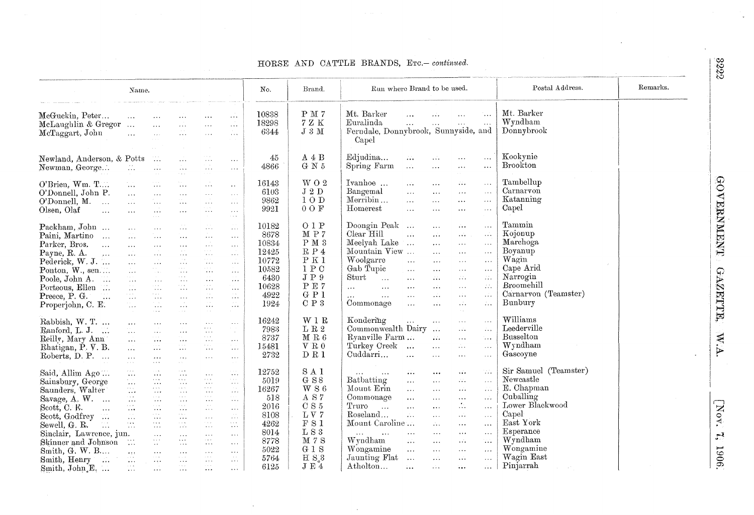HORSE AND CATTLE BRANDS, ETC.—*continued.*

| Name. | No. | Brand. | Run where Brand to be used. | Postal Address. | Remarks. |
|---|---|---|---|---|---|
| McGuckin, Peter... | 10838 | P M 7 | Mt. Barker | Mt. Barker | |
| McLaughlin & Gregor | 18298 | 7 Z K | Euralinda | Wyndham | |
| McTaggart, John | 6344 | J 3 M | Ferndale, Donnybrook, Sunnyside, and Capel | Donnybrook | |
| Newland, Anderson, & Potts | 45 | A 4 B | Edjudina... | Kookynie | |
| Newman, George... | 4866 | G N 5 | Spring Farm | Brookton | |
| O'Brien, Wm. T.... | 16143 | W O 2 | Ivanhoe ... | Tambellup | |
| O'Donnell, John P. | 6103 | J 2 D | Bangemal | Carnarvon | |
| O'Donnell, M. | 9862 | 1 O D | Merribin... | Katanning | |
| Olsen, Olaf | 9921 | 0 O F | Homerest | Capel | |
| Packham, John ... | 10182 | O 1 P | Doongin Peak ... | Tammin | |
| Paini, Martino | 8678 | M P 7 | Clear Hill | Kojonup | |
| Parker, Bros. | 10834 | P M 3 | Meelyah Lake | Marchoga | |
| Payne, R. A. | 12425 | R P 4 | Mountain View ... | Boyanup | |
| Pederick, W. J. ... | 10772 | P K 1 | Woolgarre | Wagin | |
| Ponton, W., sen.... | 10582 | 1 P C | Gab Tupic | Cape Arid | |
| Poole, John A. | 6430 | J P 9 | Sturt | Narrogin | |
| Porteous, Ellen | 10628 | P E 7 | ... | Broomehill | |
| Preece, P. G. | 4922 | G P 1 | ... | Carnarvon (Teamster) | |
| Properjohn, C. E. | 1924 | C P 3 | Commonage | Bunbury | |
| Rabbish, W. T. ... | 16242 | W 1 R | Kondering | Williams | |
| Ranford, L. J. ... | 7983 | L R 2 | Commonwealth Dairy ... | Leederville | |
| Reilly, Mary Ann | 8737 | M R 6 | Ryanville Farm ... | Busselton | |
| Rhatigan, P. V. B. | 15481 | V R 0 | Turkey Creek ... | Wyndham | |
| Roberts, D. P. ... | 2732 | D R 1 | Cuddarri... | Gascoyne | |
| Said, Allim Ago... | 12752 | S A 1 | ... | Sir Samuel (Teamster) | |
| Sainsbury, George | 5019 | G S 8 | Batbatting | Newcastle | |
| Saunders, Walter | 16267 | W S 6 | Mount Erin | E. Chapman | |
| Savage, A. W. ... | 518 | A S 7 | Commonage | Cuballing | |
| Scott, C. E. | 2016 | C S 5 | Truro | Lower Blackwood | |
| Scott, Godfrey ... | 8108 | L V 7 | Roseland... | Capel | |
| Sewell, G. B. | 4262 | F S 1 | Mount Caroline ... | East York | |
| Sinclair, Lawrence, jun. | 8014 | L S 3 | ... | Esperance | |
| Skinner and Johnson | 8778 | M 7 S | Wyndham | Wyndham | |
| Smith, G. W. B.... | 5022 | G 1 S | Wongamine | Wongamine | |
| Smith, Henry ... | 5764 | H S 3 | Jaunting Flat ... | Wagin East | |
| Smith, John E. ... | 6125 | J E 4 | Atholton... | Pinjarrah | |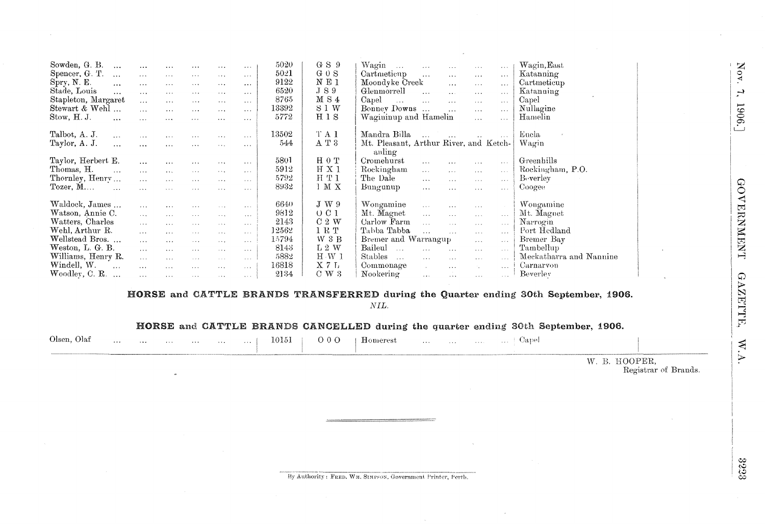| | | | | |
|---|---|---|---|---|
| Sowden, G. B. | 5020 | G S 9 | Wagin | Wagin, East |
| Spencer, G. T. | 5021 | G 0 S | Cartmeticup | Katanning |
| Spry, N. E. | 9122 | N E 1 | Moondyke Creek | Cartmeticup |
| Stade, Louis | 6520 | J S 9 | Glenmorrell | Katanning |
| Stapleton, Margaret | 8765 | M S 4 | Capel | Capel |
| Stewart & Wehl | 13392 | S 1 W | Bonney Downs | Nullagine |
| Stow, H. J. | 5772 | H 1 S | Waginiup and Hamelin | Hamelin |
| Talbot, A. J. | 13502 | T A 1 | Mandra Billa | Eucla |
| Taylor, A. J. | 544 | A T 3 | Mt. Pleasant, Arthur River, and Ketchanling | Wagin |
| Taylor, Herbert E. | 5801 | H 0 T | Cromehurst | Greenhills |
| Thomas, H. | 5912 | H X 1 | Rockingham | Rockingham, P.O. |
| Thornley, Henry | 5792 | H T 1 | The Dale | Beverley |
| Tozer, M. | 8932 | 1 M X | Bungunup | Coogee |
| Waldock, James | 6640 | J W 9 | Wongamine | Wongamine |
| Watson, Annie C. | 9812 | O C 1 | Mt. Magnet | Mt. Magnet |
| Watters, Charles | 2143 | C 2 W | Carlow Farm | Narrogin |
| Wehl, Arthur R. | 12562 | 1 R T | Tabba Tabba | Port Hedland |
| Wellstead Bros. | 15794 | W 3 B | Bremer and Warrangup | Bremer Bay |
| Weston, L. G. B. | 8143 | L 2 W | Baileul | Tambellup |
| Williams, Henry R. | 5882 | H W 1 | Stables | Meekatharra and Nannine |
| Windell, W. | 16818 | X 7 L | Commonage | Carnarvon |
| Woodley, C. R. | 2134 | C W 3 | Nookering | Beverley |

## HORSE and CATTLE BRANDS TRANSFERRED during the Quarter ending 30th September, 1906.

*NIL.*

## HORSE and CATTLE BRANDS CANCELLED during the quarter ending 30th September, 1906.

| | | | | |
|---|---|---|---|---|
| Olsen, Olaf | 10151 | O O O | Homerest | Capel |

W. B. HOOPER,
Registrar of Brands.

By Authority: FRED. WM. SIMPSON, Government Printer, Perth.